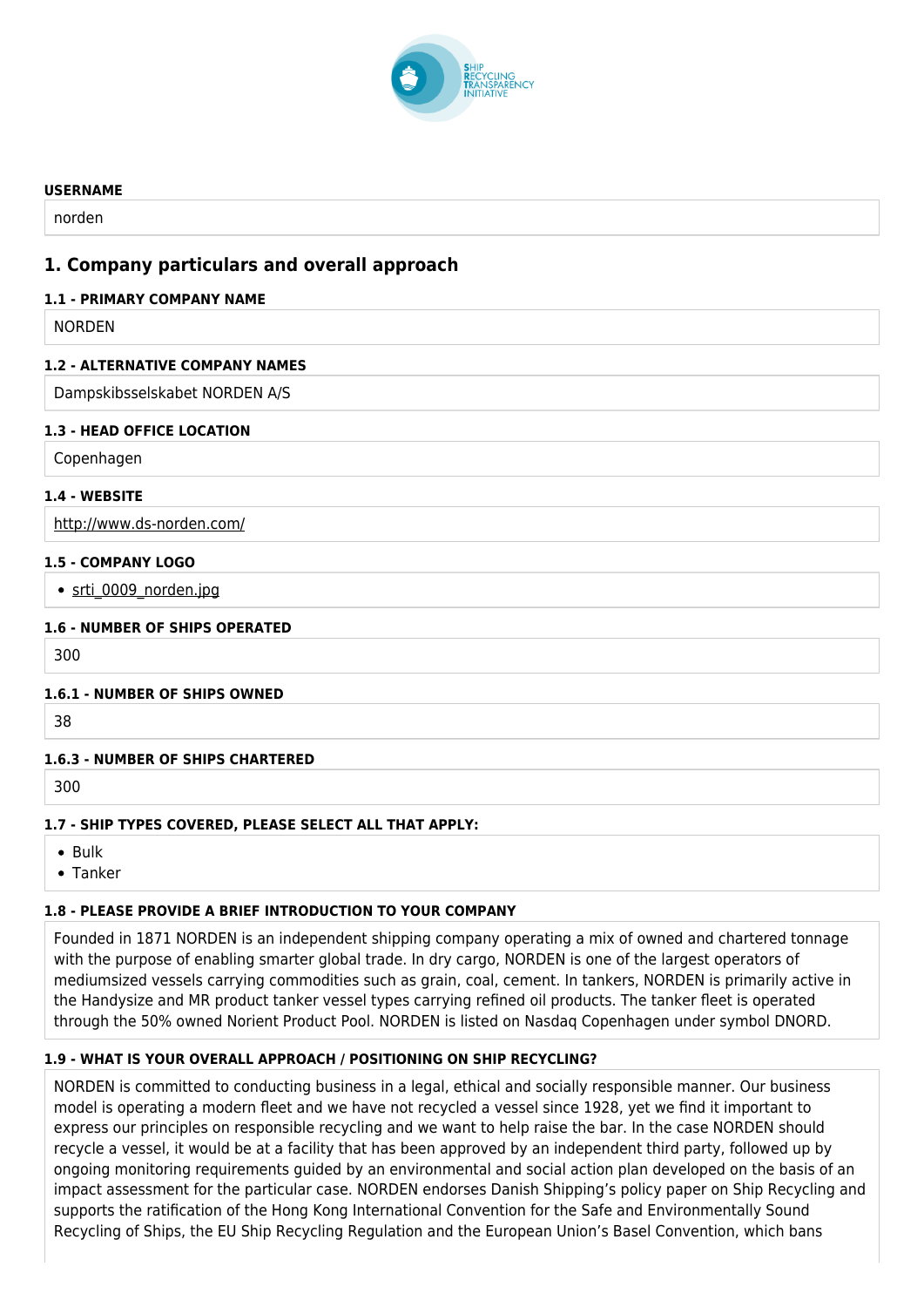**USERNAME**

norden

## 1. Company particulars and overall approach

**1.1 - PRIMARY COMPANY NAME**

NORDEN

**1.2 - ALTERNATIVE COMPANY NAMES**

Dampskibsselskabet NORDEN A/S

**1.3 - HEAD OFFICE LOCATION**

Copenhagen

**1.4 - WEBSITE**

http://www.ds-norden.com/

**1.5 - COMPANY LOGO**

- srti_0009_norden.jpg

**1.6 - NUMBER OF SHIPS OPERATED**

300

**1.6.1 - NUMBER OF SHIPS OWNED**

38

**1.6.3 - NUMBER OF SHIPS CHARTERED**

300

**1.7 - SHIP TYPES COVERED, PLEASE SELECT ALL THAT APPLY:**

- Bulk
- Tanker

**1.8 - PLEASE PROVIDE A BRIEF INTRODUCTION TO YOUR COMPANY**

Founded in 1871 NORDEN is an independent shipping company operating a mix of owned and chartered tonnage with the purpose of enabling smarter global trade. In dry cargo, NORDEN is one of the largest operators of mediumsized vessels carrying commodities such as grain, coal, cement. In tankers, NORDEN is primarily active in the Handysize and MR product tanker vessel types carrying refined oil products. The tanker fleet is operated through the 50% owned Norient Product Pool. NORDEN is listed on Nasdaq Copenhagen under symbol DNORD.

**1.9 - WHAT IS YOUR OVERALL APPROACH / POSITIONING ON SHIP RECYCLING?**

NORDEN is committed to conducting business in a legal, ethical and socially responsible manner. Our business model is operating a modern fleet and we have not recycled a vessel since 1928, yet we find it important to express our principles on responsible recycling and we want to help raise the bar. In the case NORDEN should recycle a vessel, it would be at a facility that has been approved by an independent third party, followed up by ongoing monitoring requirements guided by an environmental and social action plan developed on the basis of an impact assessment for the particular case. NORDEN endorses Danish Shipping's policy paper on Ship Recycling and supports the ratification of the Hong Kong International Convention for the Safe and Environmentally Sound Recycling of Ships, the EU Ship Recycling Regulation and the European Union's Basel Convention, which bans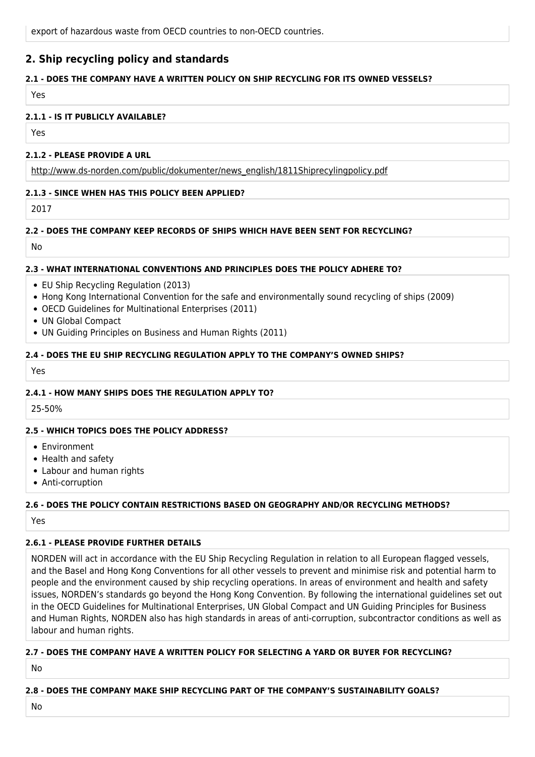export of hazardous waste from OECD countries to non-OECD countries.

## 2. Ship recycling policy and standards

### 2.1 - DOES THE COMPANY HAVE A WRITTEN POLICY ON SHIP RECYCLING FOR ITS OWNED VESSELS?

Yes

### 2.1.1 - IS IT PUBLICLY AVAILABLE?

Yes

### 2.1.2 - PLEASE PROVIDE A URL

http://www.ds-norden.com/public/dokumenter/news_english/1811Shiprecylingpolicy.pdf

### 2.1.3 - SINCE WHEN HAS THIS POLICY BEEN APPLIED?

2017

### 2.2 - DOES THE COMPANY KEEP RECORDS OF SHIPS WHICH HAVE BEEN SENT FOR RECYCLING?

No

### 2.3 - WHAT INTERNATIONAL CONVENTIONS AND PRINCIPLES DOES THE POLICY ADHERE TO?

- EU Ship Recycling Regulation (2013)
- Hong Kong International Convention for the safe and environmentally sound recycling of ships (2009)
- OECD Guidelines for Multinational Enterprises (2011)
- UN Global Compact
- UN Guiding Principles on Business and Human Rights (2011)

### 2.4 - DOES THE EU SHIP RECYCLING REGULATION APPLY TO THE COMPANY'S OWNED SHIPS?

Yes

### 2.4.1 - HOW MANY SHIPS DOES THE REGULATION APPLY TO?

25-50%

### 2.5 - WHICH TOPICS DOES THE POLICY ADDRESS?

- Environment
- Health and safety
- Labour and human rights
- Anti-corruption

### 2.6 - DOES THE POLICY CONTAIN RESTRICTIONS BASED ON GEOGRAPHY AND/OR RECYCLING METHODS?

Yes

### 2.6.1 - PLEASE PROVIDE FURTHER DETAILS

NORDEN will act in accordance with the EU Ship Recycling Regulation in relation to all European flagged vessels, and the Basel and Hong Kong Conventions for all other vessels to prevent and minimise risk and potential harm to people and the environment caused by ship recycling operations. In areas of environment and health and safety issues, NORDEN's standards go beyond the Hong Kong Convention. By following the international guidelines set out in the OECD Guidelines for Multinational Enterprises, UN Global Compact and UN Guiding Principles for Business and Human Rights, NORDEN also has high standards in areas of anti-corruption, subcontractor conditions as well as labour and human rights.

### 2.7 - DOES THE COMPANY HAVE A WRITTEN POLICY FOR SELECTING A YARD OR BUYER FOR RECYCLING?

No

### 2.8 - DOES THE COMPANY MAKE SHIP RECYCLING PART OF THE COMPANY'S SUSTAINABILITY GOALS?

No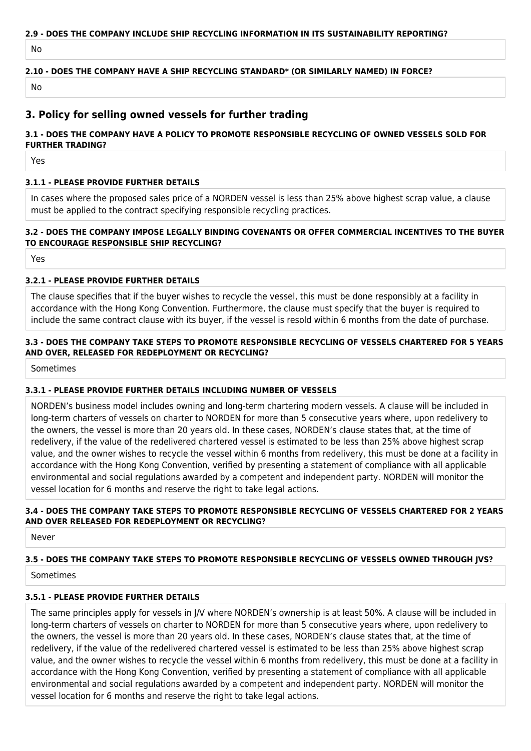**2.9 - DOES THE COMPANY INCLUDE SHIP RECYCLING INFORMATION IN ITS SUSTAINABILITY REPORTING?**

No

**2.10 - DOES THE COMPANY HAVE A SHIP RECYCLING STANDARD* (OR SIMILARLY NAMED) IN FORCE?**

No

## 3. Policy for selling owned vessels for further trading

**3.1 - DOES THE COMPANY HAVE A POLICY TO PROMOTE RESPONSIBLE RECYCLING OF OWNED VESSELS SOLD FOR FURTHER TRADING?**

Yes

**3.1.1 - PLEASE PROVIDE FURTHER DETAILS**

In cases where the proposed sales price of a NORDEN vessel is less than 25% above highest scrap value, a clause must be applied to the contract specifying responsible recycling practices.

**3.2 - DOES THE COMPANY IMPOSE LEGALLY BINDING COVENANTS OR OFFER COMMERCIAL INCENTIVES TO THE BUYER TO ENCOURAGE RESPONSIBLE SHIP RECYCLING?**

Yes

**3.2.1 - PLEASE PROVIDE FURTHER DETAILS**

The clause specifies that if the buyer wishes to recycle the vessel, this must be done responsibly at a facility in accordance with the Hong Kong Convention. Furthermore, the clause must specify that the buyer is required to include the same contract clause with its buyer, if the vessel is resold within 6 months from the date of purchase.

**3.3 - DOES THE COMPANY TAKE STEPS TO PROMOTE RESPONSIBLE RECYCLING OF VESSELS CHARTERED FOR 5 YEARS AND OVER, RELEASED FOR REDEPLOYMENT OR RECYCLING?**

Sometimes

**3.3.1 - PLEASE PROVIDE FURTHER DETAILS INCLUDING NUMBER OF VESSELS**

NORDEN's business model includes owning and long-term chartering modern vessels. A clause will be included in long-term charters of vessels on charter to NORDEN for more than 5 consecutive years where, upon redelivery to the owners, the vessel is more than 20 years old. In these cases, NORDEN's clause states that, at the time of redelivery, if the value of the redelivered chartered vessel is estimated to be less than 25% above highest scrap value, and the owner wishes to recycle the vessel within 6 months from redelivery, this must be done at a facility in accordance with the Hong Kong Convention, verified by presenting a statement of compliance with all applicable environmental and social regulations awarded by a competent and independent party. NORDEN will monitor the vessel location for 6 months and reserve the right to take legal actions.

**3.4 - DOES THE COMPANY TAKE STEPS TO PROMOTE RESPONSIBLE RECYCLING OF VESSELS CHARTERED FOR 2 YEARS AND OVER RELEASED FOR REDEPLOYMENT OR RECYCLING?**

Never

**3.5 - DOES THE COMPANY TAKE STEPS TO PROMOTE RESPONSIBLE RECYCLING OF VESSELS OWNED THROUGH JVS?**

Sometimes

**3.5.1 - PLEASE PROVIDE FURTHER DETAILS**

The same principles apply for vessels in J/V where NORDEN's ownership is at least 50%. A clause will be included in long-term charters of vessels on charter to NORDEN for more than 5 consecutive years where, upon redelivery to the owners, the vessel is more than 20 years old. In these cases, NORDEN's clause states that, at the time of redelivery, if the value of the redelivered chartered vessel is estimated to be less than 25% above highest scrap value, and the owner wishes to recycle the vessel within 6 months from redelivery, this must be done at a facility in accordance with the Hong Kong Convention, verified by presenting a statement of compliance with all applicable environmental and social regulations awarded by a competent and independent party. NORDEN will monitor the vessel location for 6 months and reserve the right to take legal actions.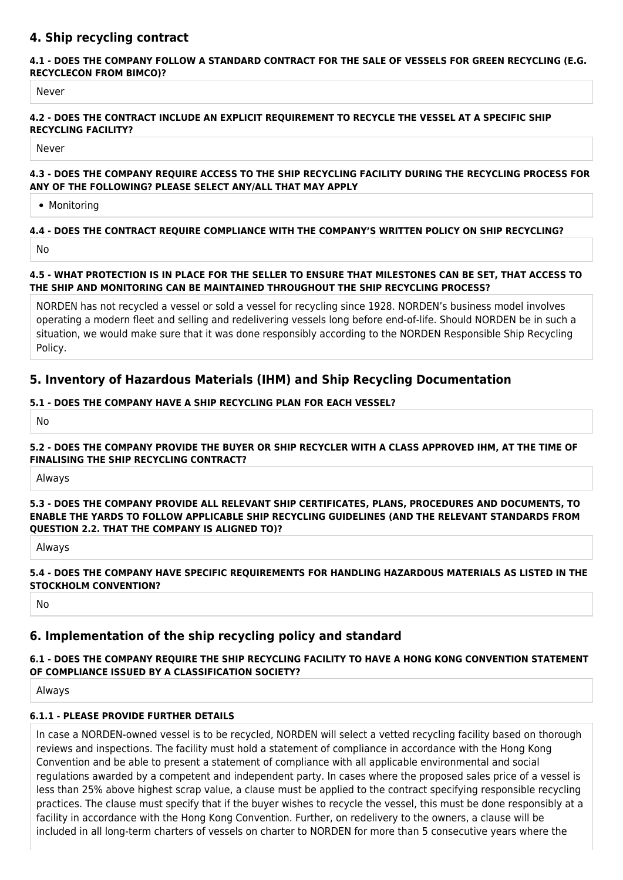## 4. Ship recycling contract

#### 4.1 - DOES THE COMPANY FOLLOW A STANDARD CONTRACT FOR THE SALE OF VESSELS FOR GREEN RECYCLING (E.G. RECYCLECON FROM BIMCO)?

Never

#### 4.2 - DOES THE CONTRACT INCLUDE AN EXPLICIT REQUIREMENT TO RECYCLE THE VESSEL AT A SPECIFIC SHIP RECYCLING FACILITY?

Never

#### 4.3 - DOES THE COMPANY REQUIRE ACCESS TO THE SHIP RECYCLING FACILITY DURING THE RECYCLING PROCESS FOR ANY OF THE FOLLOWING? PLEASE SELECT ANY/ALL THAT MAY APPLY

- Monitoring

#### 4.4 - DOES THE CONTRACT REQUIRE COMPLIANCE WITH THE COMPANY'S WRITTEN POLICY ON SHIP RECYCLING?

No

#### 4.5 - WHAT PROTECTION IS IN PLACE FOR THE SELLER TO ENSURE THAT MILESTONES CAN BE SET, THAT ACCESS TO THE SHIP AND MONITORING CAN BE MAINTAINED THROUGHOUT THE SHIP RECYCLING PROCESS?

NORDEN has not recycled a vessel or sold a vessel for recycling since 1928. NORDEN's business model involves operating a modern fleet and selling and redelivering vessels long before end-of-life. Should NORDEN be in such a situation, we would make sure that it was done responsibly according to the NORDEN Responsible Ship Recycling Policy.

## 5. Inventory of Hazardous Materials (IHM) and Ship Recycling Documentation

#### 5.1 - DOES THE COMPANY HAVE A SHIP RECYCLING PLAN FOR EACH VESSEL?

No

#### 5.2 - DOES THE COMPANY PROVIDE THE BUYER OR SHIP RECYCLER WITH A CLASS APPROVED IHM, AT THE TIME OF FINALISING THE SHIP RECYCLING CONTRACT?

Always

#### 5.3 - DOES THE COMPANY PROVIDE ALL RELEVANT SHIP CERTIFICATES, PLANS, PROCEDURES AND DOCUMENTS, TO ENABLE THE YARDS TO FOLLOW APPLICABLE SHIP RECYCLING GUIDELINES (AND THE RELEVANT STANDARDS FROM QUESTION 2.2. THAT THE COMPANY IS ALIGNED TO)?

Always

#### 5.4 - DOES THE COMPANY HAVE SPECIFIC REQUIREMENTS FOR HANDLING HAZARDOUS MATERIALS AS LISTED IN THE STOCKHOLM CONVENTION?

No

## 6. Implementation of the ship recycling policy and standard

#### 6.1 - DOES THE COMPANY REQUIRE THE SHIP RECYCLING FACILITY TO HAVE A HONG KONG CONVENTION STATEMENT OF COMPLIANCE ISSUED BY A CLASSIFICATION SOCIETY?

Always

#### 6.1.1 - PLEASE PROVIDE FURTHER DETAILS

In case a NORDEN-owned vessel is to be recycled, NORDEN will select a vetted recycling facility based on thorough reviews and inspections. The facility must hold a statement of compliance in accordance with the Hong Kong Convention and be able to present a statement of compliance with all applicable environmental and social regulations awarded by a competent and independent party. In cases where the proposed sales price of a vessel is less than 25% above highest scrap value, a clause must be applied to the contract specifying responsible recycling practices. The clause must specify that if the buyer wishes to recycle the vessel, this must be done responsibly at a facility in accordance with the Hong Kong Convention. Further, on redelivery to the owners, a clause will be included in all long-term charters of vessels on charter to NORDEN for more than 5 consecutive years where the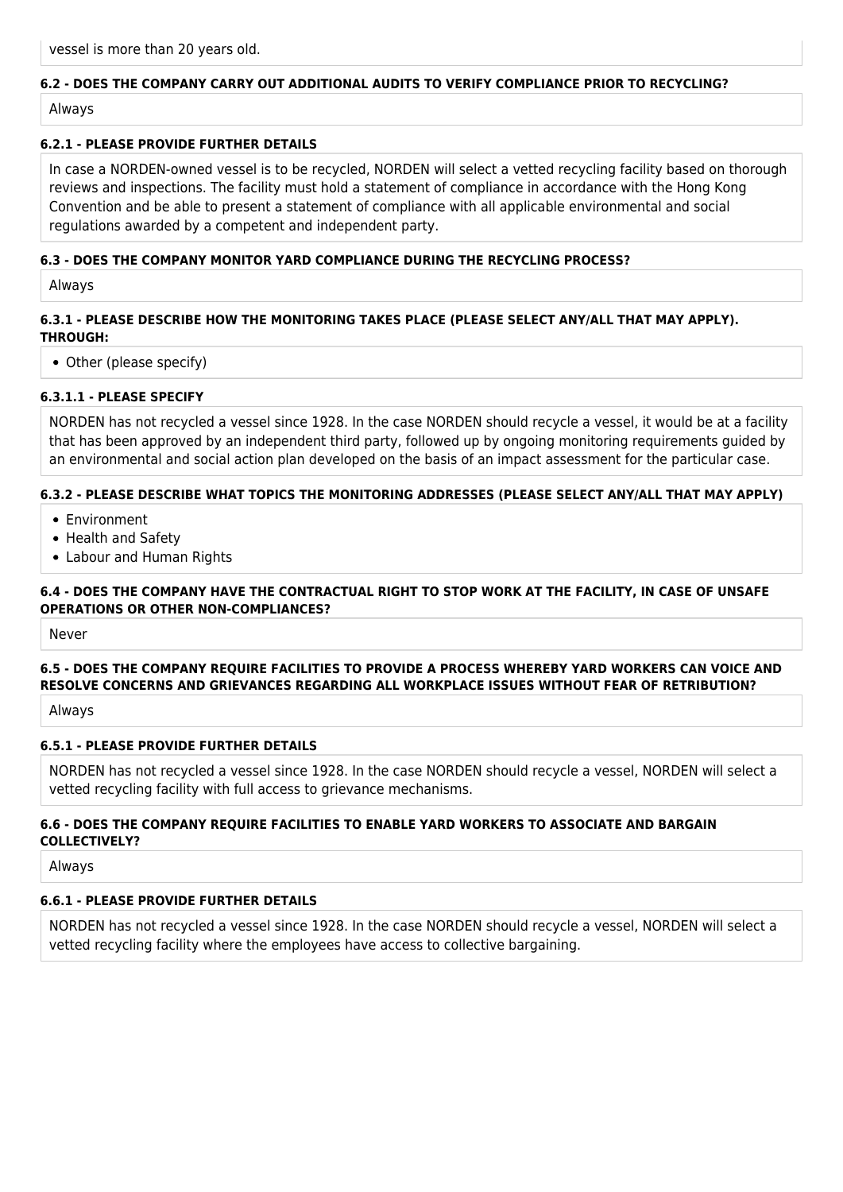vessel is more than 20 years old.

#### 6.2 - DOES THE COMPANY CARRY OUT ADDITIONAL AUDITS TO VERIFY COMPLIANCE PRIOR TO RECYCLING?

Always

#### 6.2.1 - PLEASE PROVIDE FURTHER DETAILS

In case a NORDEN-owned vessel is to be recycled, NORDEN will select a vetted recycling facility based on thorough reviews and inspections. The facility must hold a statement of compliance in accordance with the Hong Kong Convention and be able to present a statement of compliance with all applicable environmental and social regulations awarded by a competent and independent party.

#### 6.3 - DOES THE COMPANY MONITOR YARD COMPLIANCE DURING THE RECYCLING PROCESS?

Always

#### 6.3.1 - PLEASE DESCRIBE HOW THE MONITORING TAKES PLACE (PLEASE SELECT ANY/ALL THAT MAY APPLY). THROUGH:

- Other (please specify)

#### 6.3.1.1 - PLEASE SPECIFY

NORDEN has not recycled a vessel since 1928. In the case NORDEN should recycle a vessel, it would be at a facility that has been approved by an independent third party, followed up by ongoing monitoring requirements guided by an environmental and social action plan developed on the basis of an impact assessment for the particular case.

#### 6.3.2 - PLEASE DESCRIBE WHAT TOPICS THE MONITORING ADDRESSES (PLEASE SELECT ANY/ALL THAT MAY APPLY)

- Environment
- Health and Safety
- Labour and Human Rights

#### 6.4 - DOES THE COMPANY HAVE THE CONTRACTUAL RIGHT TO STOP WORK AT THE FACILITY, IN CASE OF UNSAFE OPERATIONS OR OTHER NON-COMPLIANCES?

Never

#### 6.5 - DOES THE COMPANY REQUIRE FACILITIES TO PROVIDE A PROCESS WHEREBY YARD WORKERS CAN VOICE AND RESOLVE CONCERNS AND GRIEVANCES REGARDING ALL WORKPLACE ISSUES WITHOUT FEAR OF RETRIBUTION?

Always

#### 6.5.1 - PLEASE PROVIDE FURTHER DETAILS

NORDEN has not recycled a vessel since 1928. In the case NORDEN should recycle a vessel, NORDEN will select a vetted recycling facility with full access to grievance mechanisms.

#### 6.6 - DOES THE COMPANY REQUIRE FACILITIES TO ENABLE YARD WORKERS TO ASSOCIATE AND BARGAIN COLLECTIVELY?

Always

#### 6.6.1 - PLEASE PROVIDE FURTHER DETAILS

NORDEN has not recycled a vessel since 1928. In the case NORDEN should recycle a vessel, NORDEN will select a vetted recycling facility where the employees have access to collective bargaining.